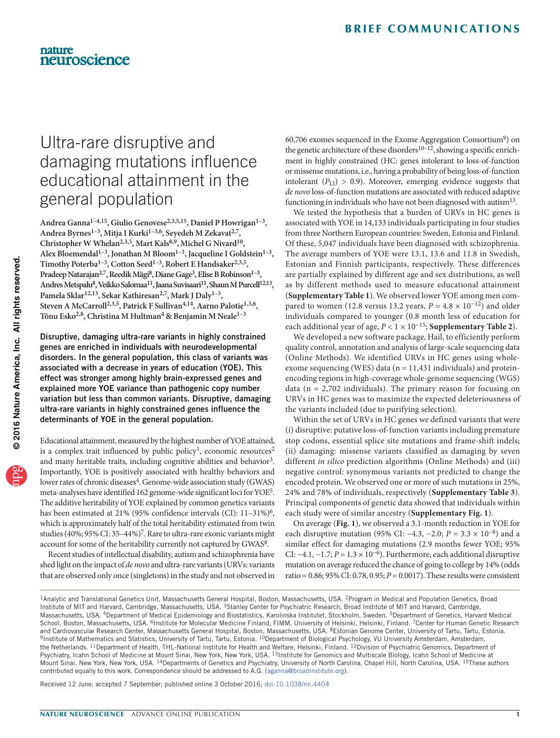# Ultra-rare disruptive and damaging mutations influence educational attainment in the general population

**Andrea Ganna[1–4,15], Giulio Genovese[2,3,5,15], Daniel P Howrigan[1–3], Andrea Byrnes[1–3], Mitja I Kurki[1–3,6], Seyedeh M Zekavat[2,7], Christopher W Whelan[2,3,5], Mart Kals[8,9], Michel G Nivard[10], Alex Bloemendal[1–3], Jonathan M Bloom[1–3], Jacqueline I Goldstein[1–3], Timothy Poterba[1–3], Cotton Seed[1–3], Robert E Handsaker[2,3,5], Pradeep Natarajan[2,7], Reedik Mägi[8], Diane Gage[3], Elise B Robinson[1–3], Andres Metspalu[8], Veikko Salomaa[11], Jaana Suvisaari[11], Shaun M Purcell[12,13], Pamela Sklar[12,13], Sekar Kathiresan[2,7], Mark J Daly[1–3], Steven A McCarroll[2,3,5], Patrick F Sullivan[4,14], Aarno Palotie[1,3,6], Tõnu Esko[2,8], Christina M Hultman[4] & Benjamin M Neale[1–3]**

**Disruptive, damaging ultra-rare variants in highly constrained genes are enriched in individuals with neurodevelopmental disorders. In the general population, this class of variants was associated with a decrease in years of education (YOE). This effect was stronger among highly brain-expressed genes and explained more YOE variance than pathogenic copy number variation but less than common variants. Disruptive, damaging ultra-rare variants in highly constrained genes influence the determinants of YOE in the general population.**

Educational attainment, measured by the highest number of YOE attained, is a complex trait influenced by public policy[1], economic resources[2] and many heritable traits, including cognitive abilities and behavior[3]. Importantly, YOE is positively associated with healthy behaviors and lower rates of chronic diseases[4]. Genome-wide association study (GWAS) meta-analyses have identified 162 genome-wide significant loci for YOE[5]. The additive heritability of YOE explained by common genetics variants has been estimated at 21% (95% confidence intervals (CI): 11–31%)[6], which is approximately half of the total heritability estimated from twin studies (40%; 95% CI: 35–44%)[7]. Rare to ultra-rare exonic variants might account for some of the heritability currently not captured by GWAS[8].

Recent studies of intellectual disability, autism and schizophrenia have shed light on the impact of *de novo* and ultra-rare variants (URVs: variants that are observed only once (singletons) in the study and not observed in 60,706 exomes sequenced in the Exome Aggregation Consortium[9]) on the genetic architecture of these disorders[10–12], showing a specific enrichment in highly constrained (HC: genes intolerant to loss-of-function or missense mutations, i.e., having a probability of being loss-of-function intolerant ($P_{LI}$) > 0.9). Moreover, emerging evidence suggests that *de novo* loss-of-function mutations are associated with reduced adaptive functioning in individuals who have not been diagnosed with autism[13].

We tested the hypothesis that a burden of URVs in HC genes is associated with YOE in 14,133 individuals participating in four studies from three Northern European countries: Sweden, Estonia and Finland. Of these, 5,047 individuals have been diagnosed with schizophrenia. The average numbers of YOE were 13.1, 13.6 and 11.8 in Swedish, Estonian and Finnish participants, respectively. These differences are partially explained by different age and sex distributions, as well as by different methods used to measure educational attainment (**Supplementary Table 1**). We observed lower YOE among men compared to women (12.8 versus 13.2 years, $P = 4.8 \times 10^{-12}$) and older individuals compared to younger (0.8 month less of education for each additional year of age, $P < 1 \times 10^{-15}$; **Supplementary Table 2**).

We developed a new software package, Hail, to efficiently perform quality control, annotation and analysis of large-scale sequencing data (Online Methods). We identified URVs in HC genes using whole-exome sequencing (WES) data (n = 11,431 individuals) and protein-encoding regions in high-coverage whole-genome sequencing (WGS) data (n = 2,702 individuals). The primary reason for focusing on URVs in HC genes was to maximize the expected deleteriousness of the variants included (due to purifying selection).

Within the set of URVs in HC genes we defined variants that were (i) disruptive: putative loss-of-function variants including premature stop codons, essential splice site mutations and frame-shift indels; (ii) damaging: missense variants classified as damaging by seven different *in silico* prediction algorithms (Online Methods) and (iii) negative control: synonymous variants not predicted to change the encoded protein. We observed one or more of such mutations in 25%, 24% and 78% of individuals, respectively (**Supplementary Table 3**). Principal components of genetic data showed that individuals within each study were of similar ancestry (**Supplementary Fig. 1**).

On average (**Fig. 1**), we observed a 3.1-month reduction in YOE for each disruptive mutation (95% CI: −4.3, −2.0; $P = 3.3 \times 10^{-8}$) and a similar effect for damaging mutations (2.9 months fewer YOE; 95% CI: −4.1, −1.7; $P = 1.3 \times 10^{-6}$). Furthermore, each additional disruptive mutation on average reduced the chance of going to college by 14% (odds ratio = 0.86; 95% CI: 0.78, 0.95; $P = 0.0017$). These results were consistent

[1]Analytic and Translational Genetics Unit, Massachusetts General Hospital, Boston, Massachusetts, USA. [2]Program in Medical and Population Genetics, Broad Institute of MIT and Harvard, Cambridge, Massachusetts, USA. [3]Stanley Center for Psychiatric Research, Broad Institute of MIT and Harvard, Cambridge, Massachusetts, USA. [4]Department of Medical Epidemiology and Biostatistics, Karolinska Institutet, Stockholm, Sweden. [5]Department of Genetics, Harvard Medical School, Boston, Massachusetts, USA. [6]Institute for Molecular Medicine Finland, FIMM, University of Helsinki, Helsinki, Finland. [7]Center for Human Genetic Research and Cardiovascular Research Center, Massachusetts General Hospital, Boston, Massachusetts, USA. [8]Estonian Genome Center, University of Tartu, Tartu, Estonia. [9]Institute of Mathematics and Statistics, University of Tartu, Tartu, Estonia. [10]Department of Biological Psychology, VU University Amsterdam, Amsterdam, the Netherlands. [11]Department of Health, THL-National Institute for Health and Welfare, Helsinki, Finland. [12]Division of Psychiatric Genomics, Department of Psychiatry, Icahn School of Medicine at Mount Sinai, New York, New York, USA. [13]Institute for Genomics and Multiscale Biology, Icahn School of Medicine at Mount Sinai, New York, New York, USA. [14]Departments of Genetics and Psychiatry, University of North Carolina, Chapel Hill, North Carolina, USA. [15]These authors contributed equally to this work. Correspondence should be addressed to A.G. (aganna@broadinstitute.org).

Received 12 June; accepted 7 September; published online 3 October 2016; doi:10.1038/nn.4404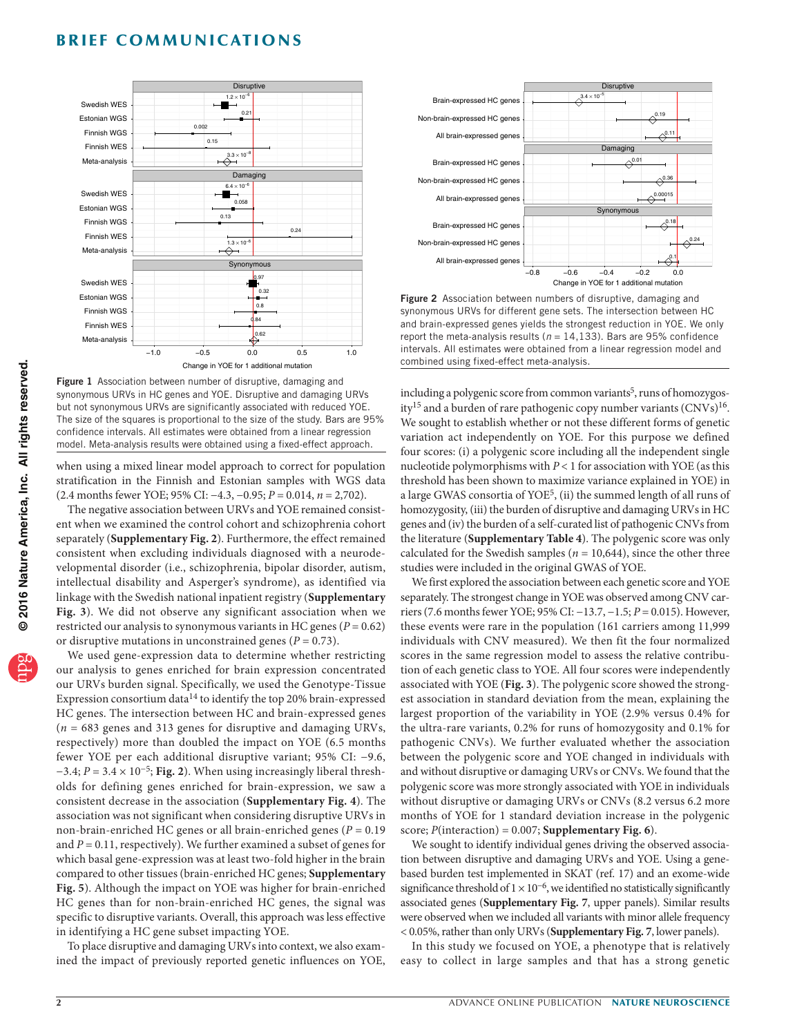Figure 1 Association between number of disruptive, damaging and synonymous URVs in HC genes and YOE. Disruptive and damaging URVs but not synonymous URVs are significantly associated with reduced YOE. The size of the squares is proportional to the size of the study. Bars are 95% confidence intervals. All estimates were obtained from a linear regression model. Meta-analysis results were obtained using a fixed-effect approach.

Figure 2 Association between numbers of disruptive, damaging and synonymous URVs for different gene sets. The intersection between HC and brain-expressed genes yields the strongest reduction in YOE. We only report the meta-analysis results ($n$ = 14,133). Bars are 95% confidence intervals. All estimates were obtained from a linear regression model and combined using fixed-effect meta-analysis.

when using a mixed linear model approach to correct for population stratification in the Finnish and Estonian samples with WGS data (2.4 months fewer YOE; 95% CI: −4.3, −0.95; $P$ = 0.014, $n$ = 2,702).

The negative association between URVs and YOE remained consistent when we examined the control cohort and schizophrenia cohort separately (**Supplementary Fig. 2**). Furthermore, the effect remained consistent when excluding individuals diagnosed with a neurodevelopmental disorder (i.e., schizophrenia, bipolar disorder, autism, intellectual disability and Asperger's syndrome), as identified via linkage with the Swedish national inpatient registry (**Supplementary Fig. 3**). We did not observe any significant association when we restricted our analysis to synonymous variants in HC genes ($P$ = 0.62) or disruptive mutations in unconstrained genes ($P$ = 0.73).

We used gene-expression data to determine whether restricting our analysis to genes enriched for brain expression concentrated our URVs burden signal. Specifically, we used the Genotype-Tissue Expression consortium data[14] to identify the top 20% brain-expressed HC genes. The intersection between HC and brain-expressed genes ($n$ = 683 genes and 313 genes for disruptive and damaging URVs, respectively) more than doubled the impact on YOE (6.5 months fewer YOE per each additional disruptive variant; 95% CI: −9.6, −3.4; $P = 3.4 \times 10^{-5}$; **Fig. 2**). When using increasingly liberal thresholds for defining genes enriched for brain-expression, we saw a consistent decrease in the association (**Supplementary Fig. 4**). The association was not significant when considering disruptive URVs in non-brain-enriched HC genes or all brain-enriched genes ($P$ = 0.19 and $P$ = 0.11, respectively). We further examined a subset of genes for which basal gene-expression was at least two-fold higher in the brain compared to other tissues (brain-enriched HC genes; **Supplementary Fig. 5**). Although the impact on YOE was higher for brain-enriched HC genes than for non-brain-enriched HC genes, the signal was specific to disruptive variants. Overall, this approach was less effective in identifying a HC gene subset impacting YOE.

To place disruptive and damaging URVs into context, we also examined the impact of previously reported genetic influences on YOE, including a polygenic score from common variants[5], runs of homozygosity[15] and a burden of rare pathogenic copy number variants (CNVs)[16]. We sought to establish whether or not these different forms of genetic variation act independently on YOE. For this purpose we defined four scores: (i) a polygenic score including all the independent single nucleotide polymorphisms with $P < 1$ for association with YOE (as this threshold has been shown to maximize variance explained in YOE) in a large GWAS consortia of YOE[5], (ii) the summed length of all runs of homozygosity, (iii) the burden of disruptive and damaging URVs in HC genes and (iv) the burden of a self-curated list of pathogenic CNVs from the literature (**Supplementary Table 4**). The polygenic score was only calculated for the Swedish samples ($n$ = 10,644), since the other three studies were included in the original GWAS of YOE.

We first explored the association between each genetic score and YOE separately. The strongest change in YOE was observed among CNV carriers (7.6 months fewer YOE; 95% CI: −13.7, −1.5; $P$ = 0.015). However, these events were rare in the population (161 carriers among 11,999 individuals with CNV measured). We then fit the four normalized scores in the same regression model to assess the relative contribution of each genetic class to YOE. All four scores were independently associated with YOE (**Fig. 3**). The polygenic score showed the strongest association in standard deviation from the mean, explaining the largest proportion of the variability in YOE (2.9% versus 0.4% for the ultra-rare variants, 0.2% for runs of homozygosity and 0.1% for pathogenic CNVs). We further evaluated whether the association between the polygenic score and YOE changed in individuals with and without disruptive or damaging URVs or CNVs. We found that the polygenic score was more strongly associated with YOE in individuals without disruptive or damaging URVs or CNVs (8.2 versus 6.2 more months of YOE for 1 standard deviation increase in the polygenic score; $P$(interaction) = 0.007; **Supplementary Fig. 6**).

We sought to identify individual genes driving the observed association between disruptive and damaging URVs and YOE. Using a gene-based burden test implemented in SKAT (ref. 17) and an exome-wide significance threshold of $1 \times 10^{-6}$, we identified no statistically significantly associated genes (**Supplementary Fig. 7**, upper panels). Similar results were observed when we included all variants with minor allele frequency < 0.05%, rather than only URVs (**Supplementary Fig. 7**, lower panels).

In this study we focused on YOE, a phenotype that is relatively easy to collect in large samples and that has a strong genetic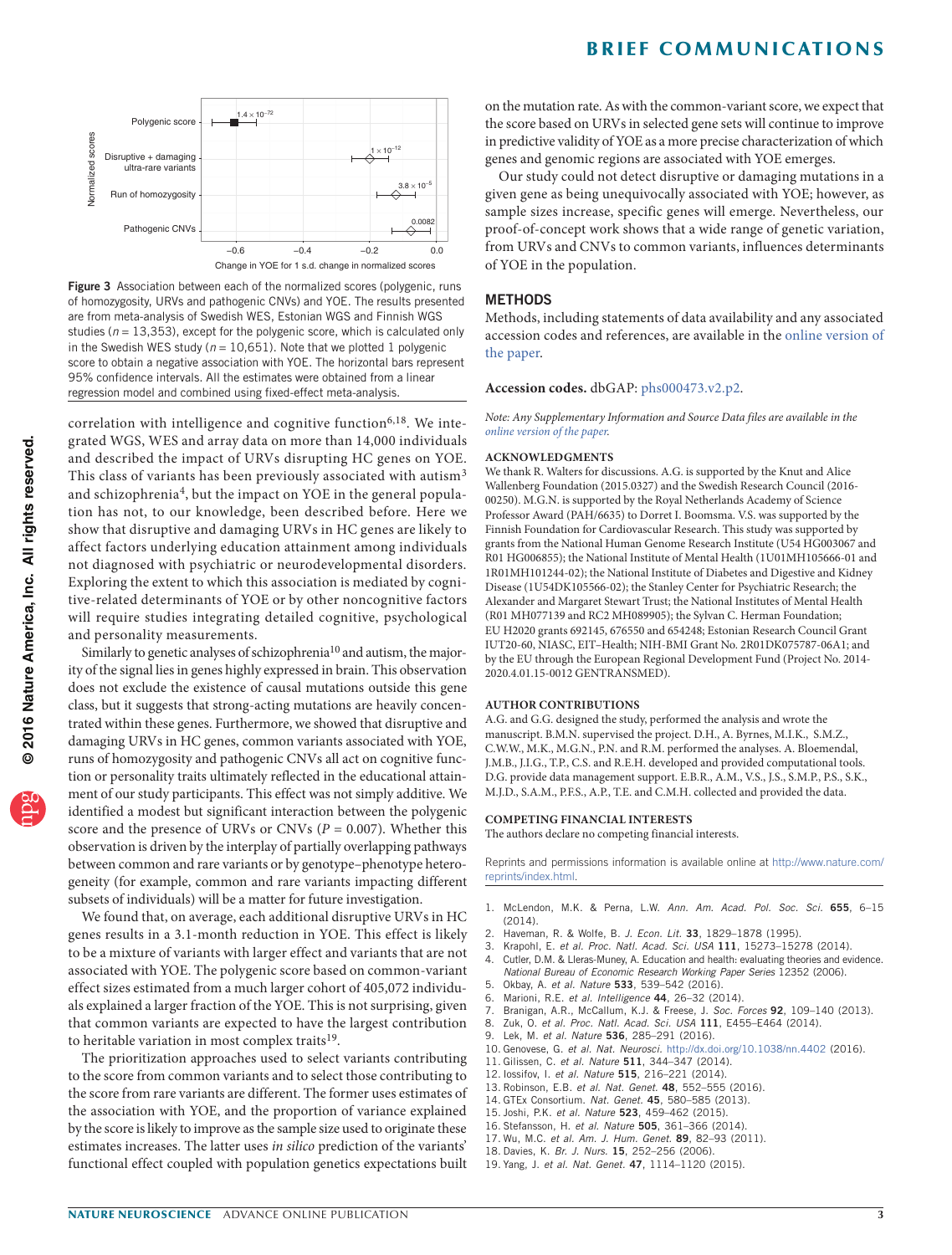Normalized scores

Polygenic score

$1.4 \times 10^{-72}$

Disruptive + damaging ultra-rare variants

$1 \times 10^{-12}$

Run of homozygosity

$3.8 \times 10^{-5}$

Pathogenic CNVs

0.0082

–0.6 –0.4 –0.2 0.0

Change in YOE for 1 s.d. change in normalized scores

**Figure 3** Association between each of the normalized scores (polygenic, runs of homozygosity, URVs and pathogenic CNVs) and YOE. The results presented are from meta-analysis of Swedish WES, Estonian WGS and Finnish WGS studies ($n$ = 13,353), except for the polygenic score, which is calculated only in the Swedish WES study ($n$ = 10,651). Note that we plotted 1 polygenic score to obtain a negative association with YOE. The horizontal bars represent 95% confidence intervals. All the estimates were obtained from a linear regression model and combined using fixed-effect meta-analysis.

correlation with intelligence and cognitive function[6,18]. We integrated WGS, WES and array data on more than 14,000 individuals and described the impact of URVs disrupting HC genes on YOE. This class of variants has been previously associated with autism[3] and schizophrenia[4], but the impact on YOE in the general population has not, to our knowledge, been described before. Here we show that disruptive and damaging URVs in HC genes are likely to affect factors underlying education attainment among individuals not diagnosed with psychiatric or neurodevelopmental disorders. Exploring the extent to which this association is mediated by cognitive-related determinants of YOE or by other noncognitive factors will require studies integrating detailed cognitive, psychological and personality measurements.

Similarly to genetic analyses of schizophrenia[10] and autism, the majority of the signal lies in genes highly expressed in brain. This observation does not exclude the existence of causal mutations outside this gene class, but it suggests that strong-acting mutations are heavily concentrated within these genes. Furthermore, we showed that disruptive and damaging URVs in HC genes, common variants associated with YOE, runs of homozygosity and pathogenic CNVs all act on cognitive function or personality traits ultimately reflected in the educational attainment of our study participants. This effect was not simply additive. We identified a modest but significant interaction between the polygenic score and the presence of URVs or CNVs ($P$ = 0.007). Whether this observation is driven by the interplay of partially overlapping pathways between common and rare variants or by genotype–phenotype heterogeneity (for example, common and rare variants impacting different subsets of individuals) will be a matter for future investigation.

We found that, on average, each additional disruptive URVs in HC genes results in a 3.1-month reduction in YOE. This effect is likely to be a mixture of variants with larger effect and variants that are not associated with YOE. The polygenic score based on common-variant effect sizes estimated from a much larger cohort of 405,072 individuals explained a larger fraction of the YOE. This is not surprising, given that common variants are expected to have the largest contribution to heritable variation in most complex traits[19].

The prioritization approaches used to select variants contributing to the score from common variants and to select those contributing to the score from rare variants are different. The former uses estimates of the association with YOE, and the proportion of variance explained by the score is likely to improve as the sample size used to originate these estimates increases. The latter uses *in silico* prediction of the variants' functional effect coupled with population genetics expectations built on the mutation rate. As with the common-variant score, we expect that the score based on URVs in selected gene sets will continue to improve in predictive validity of YOE as a more precise characterization of which genes and genomic regions are associated with YOE emerges.

Our study could not detect disruptive or damaging mutations in a given gene as being unequivocally associated with YOE; however, as sample sizes increase, specific genes will emerge. Nevertheless, our proof-of-concept work shows that a wide range of genetic variation, from URVs and CNVs to common variants, influences determinants of YOE in the population.

## METHODS

Methods, including statements of data availability and any associated accession codes and references, are available in the online version of the paper.

**Accession codes.** dbGAP: phs000473.v2.p2.

*Note: Any Supplementary Information and Source Data files are available in the online version of the paper.*

### ACKNOWLEDGMENTS

We thank R. Walters for discussions. A.G. is supported by the Knut and Alice Wallenberg Foundation (2015.0327) and the Swedish Research Council (2016-00250). M.G.N. is supported by the Royal Netherlands Academy of Science Professor Award (PAH/6635) to Dorret I. Boomsma. V.S. was supported by the Finnish Foundation for Cardiovascular Research. This study was supported by grants from the National Human Genome Research Institute (U54 HG003067 and R01 HG006855); the National Institute of Mental Health (1U01MH105666-01 and 1R01MH101244-02); the National Institute of Diabetes and Digestive and Kidney Disease (1U54DK105566-02); the Stanley Center for Psychiatric Research; the Alexander and Margaret Stewart Trust; the National Institutes of Mental Health (R01 MH077139 and RC2 MH089905); the Sylvan C. Herman Foundation; EU H2020 grants 692145, 676550 and 654248; Estonian Research Council Grant IUT20-60, NIASC, EIT–Health; NIH-BMI Grant No. 2R01DK075787-06A1; and by the EU through the European Regional Development Fund (Project No. 2014-2020.4.01.15-0012 GENTRANSMED).

### AUTHOR CONTRIBUTIONS

A.G. and G.G. designed the study, performed the analysis and wrote the manuscript. B.M.N. supervised the project. D.H., A. Byrnes, M.I.K., S.M.Z., C.W.W., M.K., M.G.N., P.N. and R.M. performed the analyses. A. Bloemendal, J.M.B., J.I.G., T.P., C.S. and R.E.H. developed and provided computational tools. D.G. provide data management support. E.B.R., A.M., V.S., J.S., S.M.P., P.S., S.K., M.J.D., S.A.M., P.F.S., A.P., T.E. and C.M.H. collected and provided the data.

### COMPETING FINANCIAL INTERESTS

The authors declare no competing financial interests.

Reprints and permissions information is available online at http://www.nature.com/reprints/index.html.

1. McLendon, M.K. & Perna, L.W. *Ann. Am. Acad. Pol. Soc. Sci.* **655**, 6–15 (2014).
2. Haveman, R. & Wolfe, B. *J. Econ. Lit.* **33**, 1829–1878 (1995).
3. Krapohl, E. *et al. Proc. Natl. Acad. Sci. USA* **111**, 15273–15278 (2014).
4. Cutler, D.M. & Lleras-Muney, A. Education and health: evaluating theories and evidence. *National Bureau of Economic Research Working Paper Series* 12352 (2006).
5. Okbay, A. *et al. Nature* **533**, 539–542 (2016).
6. Marioni, R.E. *et al. Intelligence* **44**, 26–32 (2014).
7. Branigan, A.R., McCallum, K.J. & Freese, J. *Soc. Forces* **92**, 109–140 (2013).
8. Zuk, O. *et al. Proc. Natl. Acad. Sci. USA* **111**, E455–E464 (2014).
9. Lek, M. *et al. Nature* **536**, 285–291 (2016).
10. Genovese, G. *et al. Nat. Neurosci.* http://dx.doi.org/10.1038/nn.4402 (2016).
11. Gilissen, C. *et al. Nature* **511**, 344–347 (2014).
12. Iossifov, I. *et al. Nature* **515**, 216–221 (2014).
13. Robinson, E.B. *et al. Nat. Genet.* **48**, 552–555 (2016).
14. GTEx Consortium. *Nat. Genet.* **45**, 580–585 (2013).
15. Joshi, P.K. *et al. Nature* **523**, 459–462 (2015).
16. Stefansson, H. *et al. Nature* **505**, 361–366 (2014).
17. Wu, M.C. *et al. Am. J. Hum. Genet.* **89**, 82–93 (2011).
18. Davies, K. *Br. J. Nurs.* **15**, 252–256 (2006).
19. Yang, J. *et al. Nat. Genet.* **47**, 1114–1120 (2015).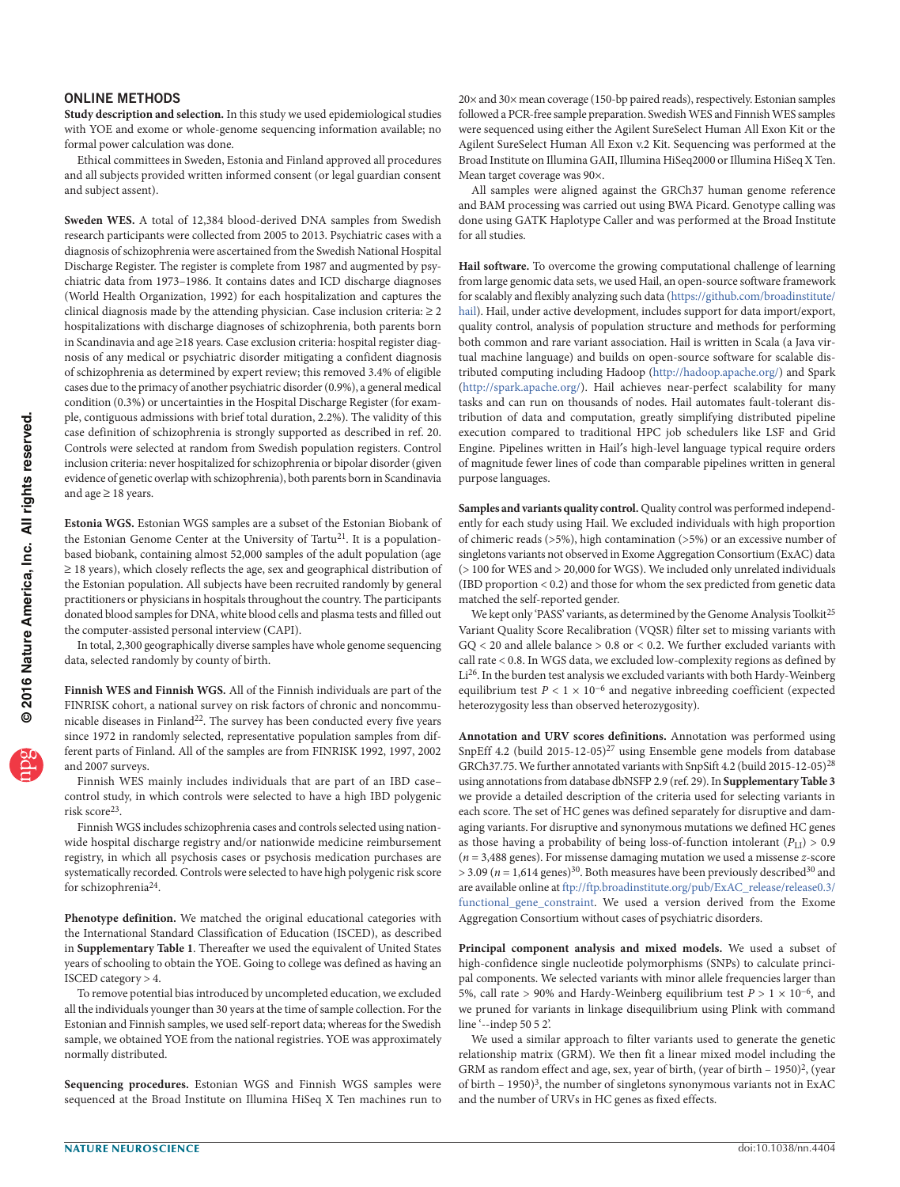## ONLINE METHODS

**Study description and selection.** In this study we used epidemiological studies with YOE and exome or whole-genome sequencing information available; no formal power calculation was done.

Ethical committees in Sweden, Estonia and Finland approved all procedures and all subjects provided written informed consent (or legal guardian consent and subject assent).

**Sweden WES.** A total of 12,384 blood-derived DNA samples from Swedish research participants were collected from 2005 to 2013. Psychiatric cases with a diagnosis of schizophrenia were ascertained from the Swedish National Hospital Discharge Register. The register is complete from 1987 and augmented by psychiatric data from 1973–1986. It contains dates and ICD discharge diagnoses (World Health Organization, 1992) for each hospitalization and captures the clinical diagnosis made by the attending physician. Case inclusion criteria: ≥ 2 hospitalizations with discharge diagnoses of schizophrenia, both parents born in Scandinavia and age ≥18 years. Case exclusion criteria: hospital register diagnosis of any medical or psychiatric disorder mitigating a confident diagnosis of schizophrenia as determined by expert review; this removed 3.4% of eligible cases due to the primacy of another psychiatric disorder (0.9%), a general medical condition (0.3%) or uncertainties in the Hospital Discharge Register (for example, contiguous admissions with brief total duration, 2.2%). The validity of this case definition of schizophrenia is strongly supported as described in ref. 20. Controls were selected at random from Swedish population registers. Control inclusion criteria: never hospitalized for schizophrenia or bipolar disorder (given evidence of genetic overlap with schizophrenia), both parents born in Scandinavia and age ≥ 18 years.

**Estonia WGS.** Estonian WGS samples are a subset of the Estonian Biobank of the Estonian Genome Center at the University of Tartu[21]. It is a population-based biobank, containing almost 52,000 samples of the adult population (age ≥ 18 years), which closely reflects the age, sex and geographical distribution of the Estonian population. All subjects have been recruited randomly by general practitioners or physicians in hospitals throughout the country. The participants donated blood samples for DNA, white blood cells and plasma tests and filled out the computer-assisted personal interview (CAPI).

In total, 2,300 geographically diverse samples have whole genome sequencing data, selected randomly by county of birth.

**Finnish WES and Finnish WGS.** All of the Finnish individuals are part of the FINRISK cohort, a national survey on risk factors of chronic and noncommunicable diseases in Finland[22]. The survey has been conducted every five years since 1972 in randomly selected, representative population samples from different parts of Finland. All of the samples are from FINRISK 1992, 1997, 2002 and 2007 surveys.

Finnish WES mainly includes individuals that are part of an IBD case–control study, in which controls were selected to have a high IBD polygenic risk score[23].

Finnish WGS includes schizophrenia cases and controls selected using nationwide hospital discharge registry and/or nationwide medicine reimbursement registry, in which all psychosis cases or psychosis medication purchases are systematically recorded. Controls were selected to have high polygenic risk score for schizophrenia[24].

**Phenotype definition.** We matched the original educational categories with the International Standard Classification of Education (ISCED), as described in **Supplementary Table 1**. Thereafter we used the equivalent of United States years of schooling to obtain the YOE. Going to college was defined as having an ISCED category > 4.

To remove potential bias introduced by uncompleted education, we excluded all the individuals younger than 30 years at the time of sample collection. For the Estonian and Finnish samples, we used self-report data; whereas for the Swedish sample, we obtained YOE from the national registries. YOE was approximately normally distributed.

**Sequencing procedures.** Estonian WGS and Finnish WGS samples were sequenced at the Broad Institute on Illumina HiSeq X Ten machines run to 20× and 30× mean coverage (150-bp paired reads), respectively. Estonian samples followed a PCR-free sample preparation. Swedish WES and Finnish WES samples were sequenced using either the Agilent SureSelect Human All Exon Kit or the Agilent SureSelect Human All Exon v.2 Kit. Sequencing was performed at the Broad Institute on Illumina GAII, Illumina HiSeq2000 or Illumina HiSeq X Ten. Mean target coverage was 90×.

All samples were aligned against the GRCh37 human genome reference and BAM processing was carried out using BWA Picard. Genotype calling was done using GATK Haplotype Caller and was performed at the Broad Institute for all studies.

**Hail software.** To overcome the growing computational challenge of learning from large genomic data sets, we used Hail, an open-source software framework for scalably and flexibly analyzing such data (https://github.com/broadinstitute/hail). Hail, under active development, includes support for data import/export, quality control, analysis of population structure and methods for performing both common and rare variant association. Hail is written in Scala (a Java virtual machine language) and builds on open-source software for scalable distributed computing including Hadoop (http://hadoop.apache.org/) and Spark (http://spark.apache.org/). Hail achieves near-perfect scalability for many tasks and can run on thousands of nodes. Hail automates fault-tolerant distribution of data and computation, greatly simplifying distributed pipeline execution compared to traditional HPC job schedulers like LSF and Grid Engine. Pipelines written in Hail's high-level language typical require orders of magnitude fewer lines of code than comparable pipelines written in general purpose languages.

**Samples and variants quality control.** Quality control was performed independently for each study using Hail. We excluded individuals with high proportion of chimeric reads (>5%), high contamination (>5%) or an excessive number of singletons variants not observed in Exome Aggregation Consortium (ExAC) data (> 100 for WES and > 20,000 for WGS). We included only unrelated individuals (IBD proportion < 0.2) and those for whom the sex predicted from genetic data matched the self-reported gender.

We kept only 'PASS' variants, as determined by the Genome Analysis Toolkit[25] Variant Quality Score Recalibration (VQSR) filter set to missing variants with GQ < 20 and allele balance > 0.8 or < 0.2. We further excluded variants with call rate < 0.8. In WGS data, we excluded low-complexity regions as defined by Li[26]. In the burden test analysis we excluded variants with both Hardy-Weinberg equilibrium test $P < 1 \times 10^{-6}$ and negative inbreeding coefficient (expected heterozygosity less than observed heterozygosity).

**Annotation and URV scores definitions.** Annotation was performed using SnpEff 4.2 (build 2015-12-05)[27] using Ensemble gene models from database GRCh37.75. We further annotated variants with SnpSift 4.2 (build 2015-12-05)[28] using annotations from database dbNSFP 2.9 (ref. 29). In **Supplementary Table 3** we provide a detailed description of the criteria used for selecting variants in each score. The set of HC genes was defined separately for disruptive and damaging variants. For disruptive and synonymous mutations we defined HC genes as those having a probability of being loss-of-function intolerant ($P_{\text{LI}}$) > 0.9 ($n$ = 3,488 genes). For missense damaging mutation we used a missense $z$-score > 3.09 ($n$ = 1,614 genes)[30]. Both measures have been previously described[30] and are available online at ftp://ftp.broadinstitute.org/pub/ExAC_release/release0.3/functional_gene_constraint. We used a version derived from the Exome Aggregation Consortium without cases of psychiatric disorders.

**Principal component analysis and mixed models.** We used a subset of high-confidence single nucleotide polymorphisms (SNPs) to calculate principal components. We selected variants with minor allele frequencies larger than 5%, call rate > 90% and Hardy-Weinberg equilibrium test $P > 1 \times 10^{-6}$, and we pruned for variants in linkage disequilibrium using Plink with command line '--indep 50 5 2'.

We used a similar approach to filter variants used to generate the genetic relationship matrix (GRM). We then fit a linear mixed model including the GRM as random effect and age, sex, year of birth, (year of birth – 1950)$^2$, (year of birth – 1950)$^3$, the number of singletons synonymous variants not in ExAC and the number of URVs in HC genes as fixed effects.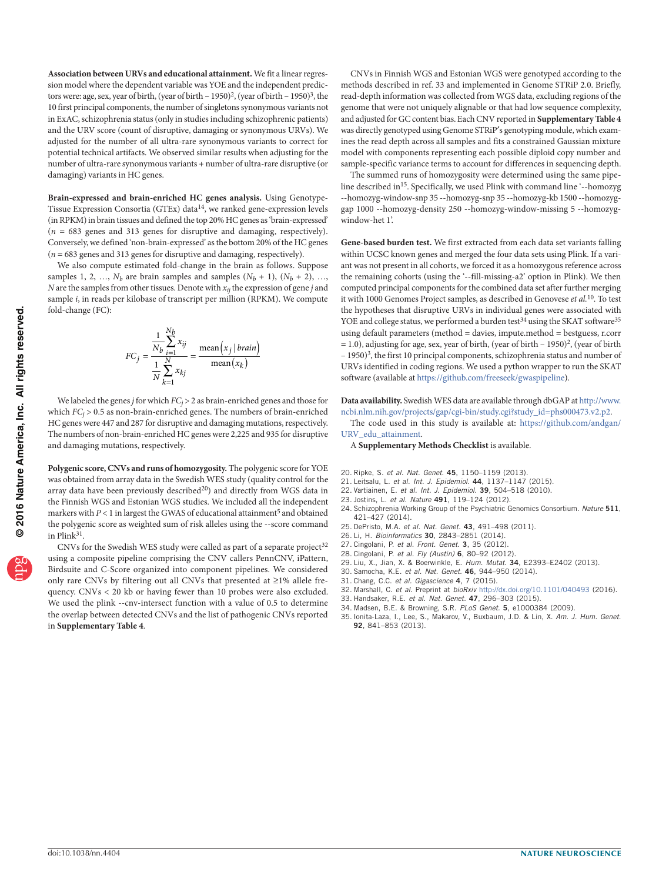**Association between URVs and educational attainment.** We fit a linear regression model where the dependent variable was YOE and the independent predictors were: age, sex, year of birth, (year of birth – 1950)$^2$, (year of birth – 1950)$^3$, the 10 first principal components, the number of singletons synonymous variants not in ExAC, schizophrenia status (only in studies including schizophrenic patients) and the URV score (count of disruptive, damaging or synonymous URVs). We adjusted for the number of all ultra-rare synonymous variants to correct for potential technical artifacts. We observed similar results when adjusting for the number of ultra-rare synonymous variants + number of ultra-rare disruptive (or damaging) variants in HC genes.

**Brain-expressed and brain-enriched HC genes analysis.** Using Genotype-Tissue Expression Consortia (GTEx) data[14], we ranked gene-expression levels (in RPKM) in brain tissues and defined the top 20% HC genes as 'brain-expressed' ($n$ = 683 genes and 313 genes for disruptive and damaging, respectively). Conversely, we defined 'non-brain-expressed' as the bottom 20% of the HC genes ($n$ = 683 genes and 313 genes for disruptive and damaging, respectively).

We also compute estimated fold-change in the brain as follows. Suppose samples 1, 2, …, $N_b$ are brain samples and samples ($N_b$ + 1), ($N_b$ + 2), …, $N$ are the samples from other tissues. Denote with $x_{ij}$ the expression of gene $j$ and sample $i$, in reads per kilobase of transcript per million (RPKM). We compute fold-change (FC):

$$FC_j = \frac{\frac{1}{N_b}\sum_{i=1}^{N_b} x_{ij}}{\frac{1}{N}\sum_{k=1}^{N} x_{kj}} = \frac{\text{mean}\left(x_j \mid brain\right)}{\text{mean}\left(x_k\right)}$$

We labeled the genes $j$ for which $FC_j > 2$ as brain-enriched genes and those for which $FC_j > 0.5$ as non-brain-enriched genes. The numbers of brain-enriched HC genes were 447 and 287 for disruptive and damaging mutations, respectively. The numbers of non-brain-enriched HC genes were 2,225 and 935 for disruptive and damaging mutations, respectively.

**Polygenic score, CNVs and runs of homozygosity.** The polygenic score for YOE was obtained from array data in the Swedish WES study (quality control for the array data have been previously described[20]) and directly from WGS data in the Finnish WGS and Estonian WGS studies. We included all the independent markers with $P < 1$ in largest the GWAS of educational attainment[5] and obtained the polygenic score as weighted sum of risk alleles using the --score command in Plink[31].

CNVs for the Swedish WES study were called as part of a separate project[32] using a composite pipeline comprising the CNV callers PennCNV, iPattern, Birdsuite and C-Score organized into component pipelines. We considered only rare CNVs by filtering out all CNVs that presented at ≥1% allele frequency. CNVs < 20 kb or having fewer than 10 probes were also excluded. We used the plink --cnv-intersect function with a value of 0.5 to determine the overlap between detected CNVs and the list of pathogenic CNVs reported in **Supplementary Table 4**.

CNVs in Finnish WGS and Estonian WGS were genotyped according to the methods described in ref. 33 and implemented in Genome STRiP 2.0. Briefly, read-depth information was collected from WGS data, excluding regions of the genome that were not uniquely alignable or that had low sequence complexity, and adjusted for GC content bias. Each CNV reported in **Supplementary Table 4** was directly genotyped using Genome STRiP's genotyping module, which examines the read depth across all samples and fits a constrained Gaussian mixture model with components representing each possible diploid copy number and sample-specific variance terms to account for differences in sequencing depth.

The summed runs of homozygosity were determined using the same pipeline described in[15]. Specifically, we used Plink with command line '--homozyg --homozyg-window-snp 35 --homozyg-snp 35 --homozyg-kb 1500 --homozyg-gap 1000 --homozyg-density 250 --homozyg-window-missing 5 --homozyg-window-het 1'.

**Gene-based burden test.** We first extracted from each data set variants falling within UCSC known genes and merged the four data sets using Plink. If a variant was not present in all cohorts, we forced it as a homozygous reference across the remaining cohorts (using the '--fill-missing-a2' option in Plink). We then computed principal components for the combined data set after further merging it with 1000 Genomes Project samples, as described in Genovese *et al.*[10]. To test the hypotheses that disruptive URVs in individual genes were associated with YOE and college status, we performed a burden test[34] using the SKAT software[35] using default parameters (method = davies, impute.method = bestguess, r.corr = 1.0), adjusting for age, sex, year of birth, (year of birth – 1950)$^2$, (year of birth – 1950)$^3$, the first 10 principal components, schizophrenia status and number of URVs identified in coding regions. We used a python wrapper to run the SKAT software (available at https://github.com/freeseek/gwaspipeline).

**Data availability.** Swedish WES data are available through dbGAP at http://www.ncbi.nlm.nih.gov/projects/gap/cgi-bin/study.cgi?study_id=phs000473.v2.p2.

The code used in this study is available at: https://github.com/andgan/URV_edu_attainment.

A **Supplementary Methods Checklist** is available.

20. Ripke, S. *et al. Nat. Genet.* **45**, 1150–1159 (2013).
21. Leitsalu, L. *et al. Int. J. Epidemiol.* **44**, 1137–1147 (2015).
22. Vartiainen, E. *et al. Int. J. Epidemiol.* **39**, 504–518 (2010).
23. Jostins, L. *et al. Nature* **491**, 119–124 (2012).
24. Schizophrenia Working Group of the Psychiatric Genomics Consortium. *Nature* **511**, 421–427 (2014).
25. DePristo, M.A. *et al. Nat. Genet.* **43**, 491–498 (2011).
26. Li, H. *Bioinformatics* **30**, 2843–2851 (2014).
27. Cingolani, P. *et al. Front. Genet.* **3**, 35 (2012).
28. Cingolani, P. *et al. Fly (Austin)* **6**, 80–92 (2012).
29. Liu, X., Jian, X. & Boerwinkle, E. *Hum. Mutat.* **34**, E2393–E2402 (2013).
30. Samocha, K.E. *et al. Nat. Genet.* **46**, 944–950 (2014).
31. Chang, C.C. *et al. Gigascience* **4**, 7 (2015).
32. Marshall, C. *et al.* Preprint at *bioRxiv* http://dx.doi.org/10.1101/040493 (2016).
33. Handsaker, R.E. *et al. Nat. Genet.* **47**, 296–303 (2015).
34. Madsen, B.E. & Browning, S.R. *PLoS Genet.* **5**, e1000384 (2009).
35. Ionita-Laza, I., Lee, S., Makarov, V., Buxbaum, J.D. & Lin, X. *Am. J. Hum. Genet.* **92**, 841–853 (2013).